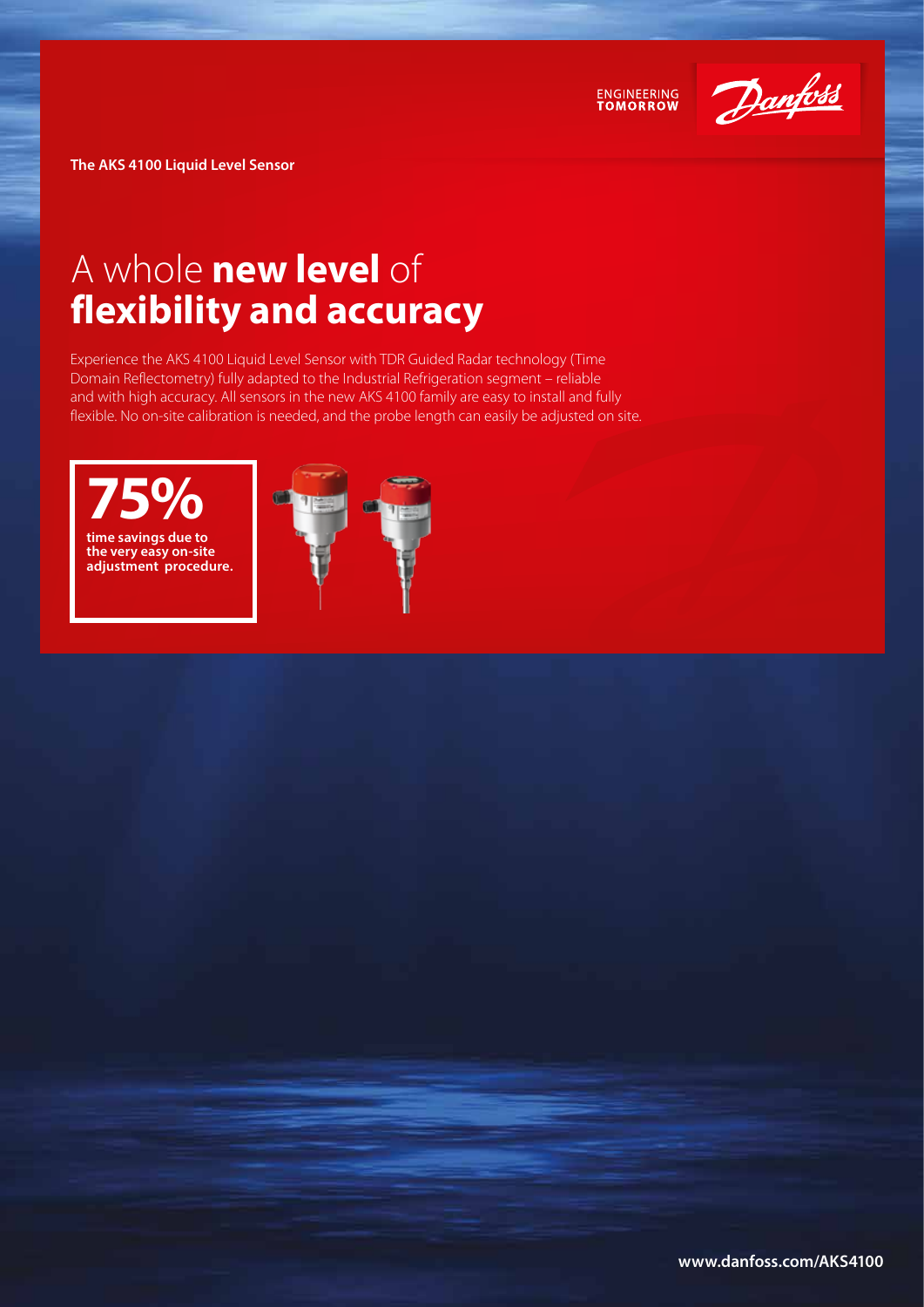ENGINEERING TOMORROW

Danfoss

**The AKS 4100 Liquid Level Sensor**

# A whole **new level** of **flexibility and accuracy**

Experience the AKS 4100 Liquid Level Sensor with TDR Guided Radar technology (Time Domain Reflectometry) fully adapted to the Industrial Refrigeration segment – reliable and with high accuracy. All sensors in the new AKS 4100 family are easy to install and fully flexible. No on-site calibration is needed, and the probe length can easily be adjusted on site.

**75%**

**time savings due to the very easy on-site adjustment procedure.**

**www.danfoss.com/AKS4100**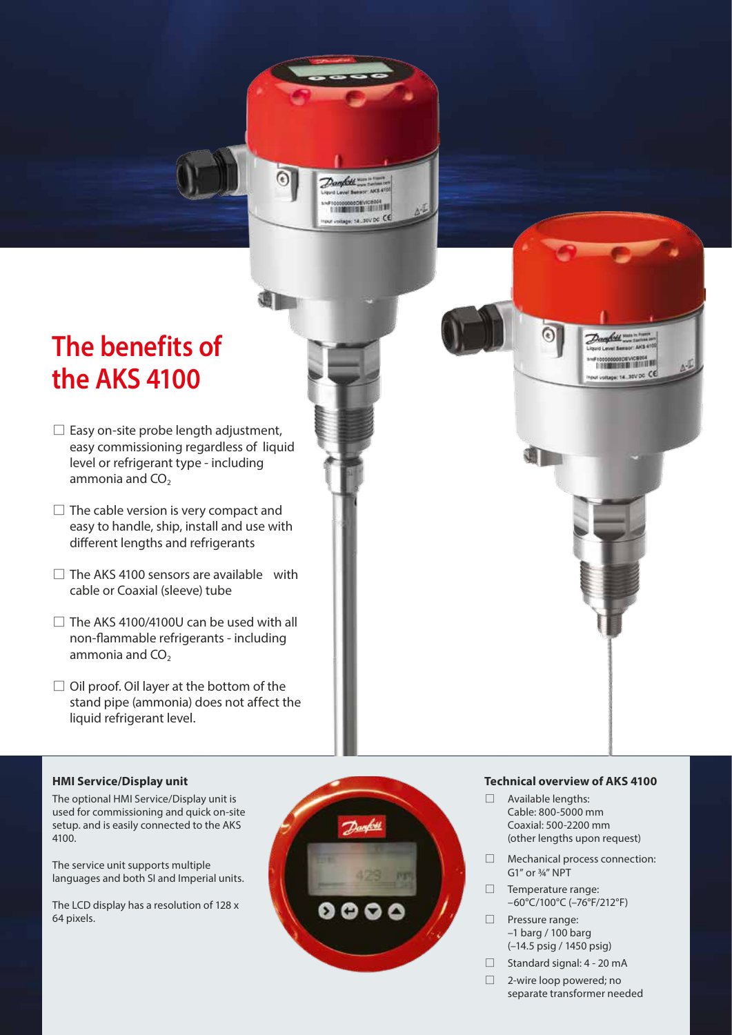# The benefits of the AKS 4100

- Easy on-site probe length adjustment, easy commissioning regardless of liquid level or refrigerant type - including ammonia and $CO_2$
- The cable version is very compact and easy to handle, ship, install and use with different lengths and refrigerants
- The AKS 4100 sensors are available with cable or Coaxial (sleeve) tube
- The AKS 4100/4100U can be used with all non-flammable refrigerants - including ammonia and $CO_2$
- Oil proof. Oil layer at the bottom of the stand pipe (ammonia) does not affect the liquid refrigerant level.

### HMI Service/Display unit

The optional HMI Service/Display unit is used for commissioning and quick on-site setup. and is easily connected to the AKS 4100.

The service unit supports multiple languages and both SI and Imperial units.

The LCD display has a resolution of 128 x 64 pixels.

### Technical overview of AKS 4100

- Available lengths:
  Cable: 800-5000 mm
  Coaxial: 500-2200 mm
  (other lengths upon request)
- Mechanical process connection:
  G1" or ¾" NPT
- Temperature range:
  –60°C/100°C (–76°F/212°F)
- Pressure range:
  –1 barg / 100 barg
  (–14.5 psig / 1450 psig)
- Standard signal: 4 - 20 mA
- 2-wire loop powered; no separate transformer needed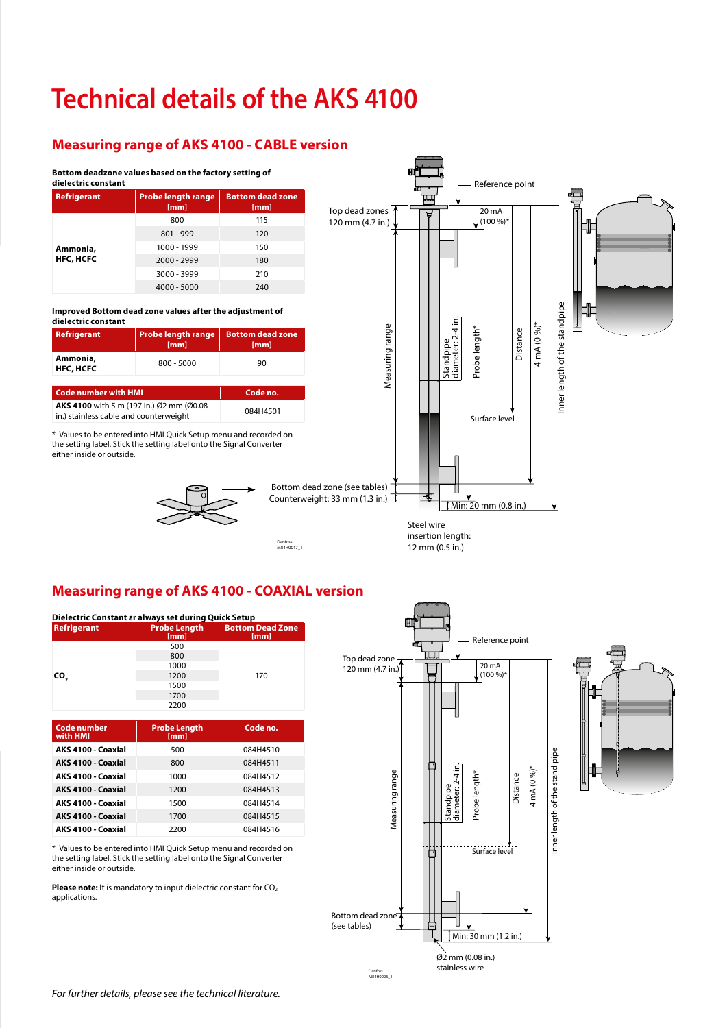# Technical details of the AKS 4100

## Measuring range of AKS 4100 - CABLE version

**Bottom deadzone values based on the factory setting of dielectric constant**

| Refrigerant | Probe length range [mm] | Bottom dead zone [mm] |
|---|---|---|
| Ammonia, HFC, HCFC | 800 | 115 |
| | 801 - 999 | 120 |
| | 1000 - 1999 | 150 |
| | 2000 - 2999 | 180 |
| | 3000 - 3999 | 210 |
| | 4000 - 5000 | 240 |

**Improved Bottom dead zone values after the adjustment of dielectric constant**

| Refrigerant | Probe length range [mm] | Bottom dead zone [mm] |
|---|---|---|
| Ammonia, HFC, HCFC | 800 - 5000 | 90 |

| Code number with HMI | Code no. |
|---|---|
| **AKS 4100** with 5 m (197 in.) Ø2 mm (Ø0.08 in.) stainless cable and counterweight | 084H4501 |

\* Values to be entered into HMI Quick Setup menu and recorded on the setting label. Stick the setting label onto the Signal Converter either inside or outside.

Reference point
Top dead zones 120 mm (4.7 in.)
20 mA (100 %)*
Measuring range
Standpipe diameter: 2-4 in.
Probe length*
Distance
4 mA (0 %)*
Inner length of the standpipe
Surface level
Bottom dead zone (see tables)
Counterweight: 33 mm (1.3 in.)
Min: 20 mm (0.8 in.)
Steel wire insertion length: 12 mm (0.5 in.)

## Measuring range of AKS 4100 - COAXIAL version

**Dielectric Constant εr always set during Quick Setup**

| Refrigerant | Probe Length [mm] | Bottom Dead Zone [mm] |
|---|---|---|
| $CO_2$ | 500 | 170 |
| | 800 | |
| | 1000 | |
| | 1200 | |
| | 1500 | |
| | 1700 | |
| | 2200 | |

| Code number with HMI | Probe Length [mm] | Code no. |
|---|---|---|
| **AKS 4100 - Coaxial** | 500 | 084H4510 |
| **AKS 4100 - Coaxial** | 800 | 084H4511 |
| **AKS 4100 - Coaxial** | 1000 | 084H4512 |
| **AKS 4100 - Coaxial** | 1200 | 084H4513 |
| **AKS 4100 - Coaxial** | 1500 | 084H4514 |
| **AKS 4100 - Coaxial** | 1700 | 084H4515 |
| **AKS 4100 - Coaxial** | 2200 | 084H4516 |

\* Values to be entered into HMI Quick Setup menu and recorded on the setting label. Stick the setting label onto the Signal Converter either inside or outside.

**Please note:** It is mandatory to input dielectric constant for $CO_2$ applications.

Reference point
Top dead zone 120 mm (4.7 in.)
20 mA (100 %)*
Measuring range
Standpipe diameter: 2-4 in.
Probe length*
Distance
4 mA (0 %)*
Inner length of the stand pipe
Surface level
Bottom dead zone (see tables)
Min: 30 mm (1.2 in.)
Ø2 mm (0.08 in.) stainless wire

*For further details, please see the technical literature.*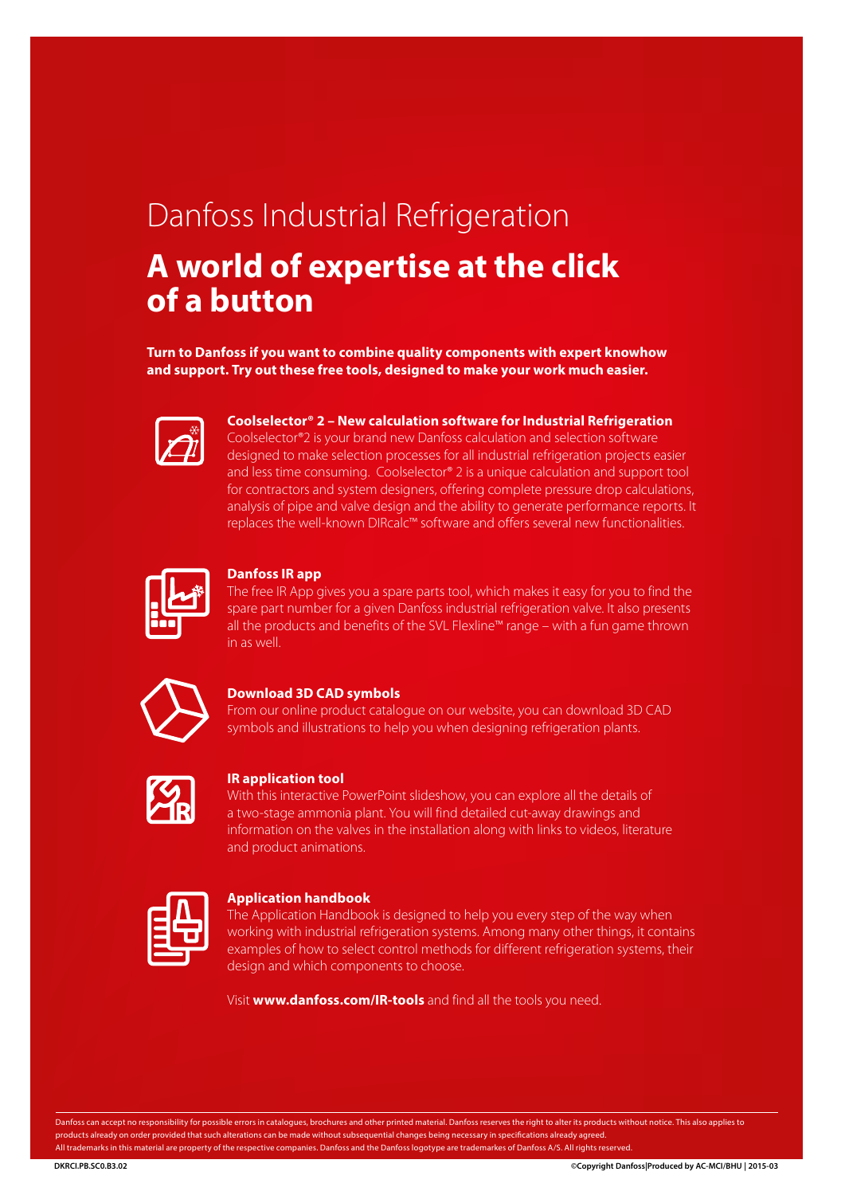Danfoss Industrial Refrigeration

# A world of expertise at the click of a button

**Turn to Danfoss if you want to combine quality components with expert knowhow and support. Try out these free tools, designed to make your work much easier.**

### Coolselector® 2 – New calculation software for Industrial Refrigeration

Coolselector®2 is your brand new Danfoss calculation and selection software designed to make selection processes for all industrial refrigeration projects easier and less time consuming. Coolselector® 2 is a unique calculation and support tool for contractors and system designers, offering complete pressure drop calculations, analysis of pipe and valve design and the ability to generate performance reports. It replaces the well-known DIRcalc™ software and offers several new functionalities.

### Danfoss IR app

The free IR App gives you a spare parts tool, which makes it easy for you to find the spare part number for a given Danfoss industrial refrigeration valve. It also presents all the products and benefits of the SVL Flexline™ range – with a fun game thrown in as well.

### Download 3D CAD symbols

From our online product catalogue on our website, you can download 3D CAD symbols and illustrations to help you when designing refrigeration plants.

### IR application tool

With this interactive PowerPoint slideshow, you can explore all the details of a two-stage ammonia plant. You will find detailed cut-away drawings and information on the valves in the installation along with links to videos, literature and product animations.

### Application handbook

The Application Handbook is designed to help you every step of the way when working with industrial refrigeration systems. Among many other things, it contains examples of how to select control methods for different refrigeration systems, their design and which components to choose.

Visit **www.danfoss.com/IR-tools** and find all the tools you need.

Danfoss can accept no responsibility for possible errors in catalogues, brochures and other printed material. Danfoss reserves the right to alter its products without notice. This also applies to products already on order provided that such alterations can be made without subsequential changes being necessary in specifications already agreed.
All trademarks in this material are property of the respective companies. Danfoss and the Danfoss logotype are trademarkes of Danfoss A/S. All rights reserved.

DKRCI.PB.SC0.B3.02

©Copyright Danfoss|Produced by AC-MCI/BHU | 2015-03